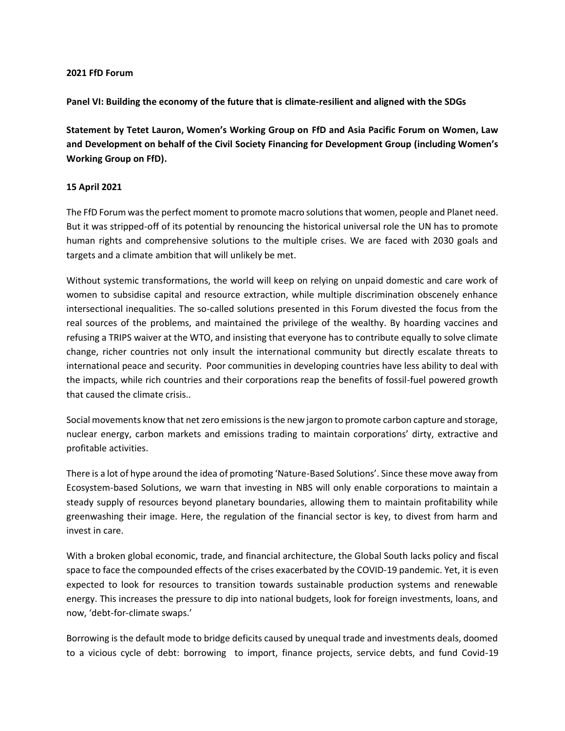**2021 FfD Forum**

**Panel VI: Building the economy of the future that is climate-resilient and aligned with the SDGs**

**Statement by Tetet Lauron, Women's Working Group on FfD and Asia Pacific Forum on Women, Law and Development on behalf of the Civil Society Financing for Development Group (including Women's Working Group on FfD).**

**15 April 2021**

The FfD Forum was the perfect moment to promote macro solutions that women, people and Planet need. But it was stripped-off of its potential by renouncing the historical universal role the UN has to promote human rights and comprehensive solutions to the multiple crises. We are faced with 2030 goals and targets and a climate ambition that will unlikely be met.

Without systemic transformations, the world will keep on relying on unpaid domestic and care work of women to subsidise capital and resource extraction, while multiple discrimination obscenely enhance intersectional inequalities. The so-called solutions presented in this Forum divested the focus from the real sources of the problems, and maintained the privilege of the wealthy. By hoarding vaccines and refusing a TRIPS waiver at the WTO, and insisting that everyone has to contribute equally to solve climate change, richer countries not only insult the international community but directly escalate threats to international peace and security. Poor communities in developing countries have less ability to deal with the impacts, while rich countries and their corporations reap the benefits of fossil-fuel powered growth that caused the climate crisis..

Social movements know that net zero emissions is the new jargon to promote carbon capture and storage, nuclear energy, carbon markets and emissions trading to maintain corporations' dirty, extractive and profitable activities.

There is a lot of hype around the idea of promoting 'Nature-Based Solutions'. Since these move away from Ecosystem-based Solutions, we warn that investing in NBS will only enable corporations to maintain a steady supply of resources beyond planetary boundaries, allowing them to maintain profitability while greenwashing their image. Here, the regulation of the financial sector is key, to divest from harm and invest in care.

With a broken global economic, trade, and financial architecture, the Global South lacks policy and fiscal space to face the compounded effects of the crises exacerbated by the COVID-19 pandemic. Yet, it is even expected to look for resources to transition towards sustainable production systems and renewable energy. This increases the pressure to dip into national budgets, look for foreign investments, loans, and now, 'debt-for-climate swaps.'

Borrowing is the default mode to bridge deficits caused by unequal trade and investments deals, doomed to a vicious cycle of debt: borrowing to import, finance projects, service debts, and fund Covid-19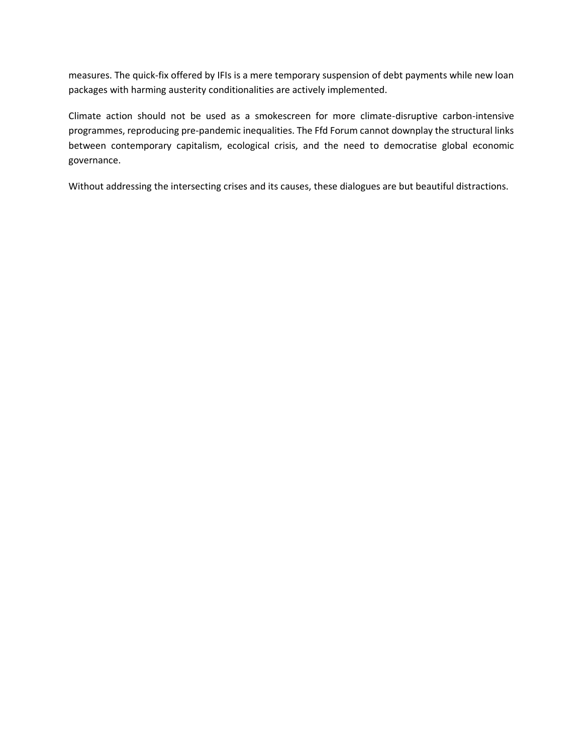measures. The quick-fix offered by IFIs is a mere temporary suspension of debt payments while new loan packages with harming austerity conditionalities are actively implemented.

Climate action should not be used as a smokescreen for more climate-disruptive carbon-intensive programmes, reproducing pre-pandemic inequalities. The Ffd Forum cannot downplay the structural links between contemporary capitalism, ecological crisis, and the need to democratise global economic governance.

Without addressing the intersecting crises and its causes, these dialogues are but beautiful distractions.